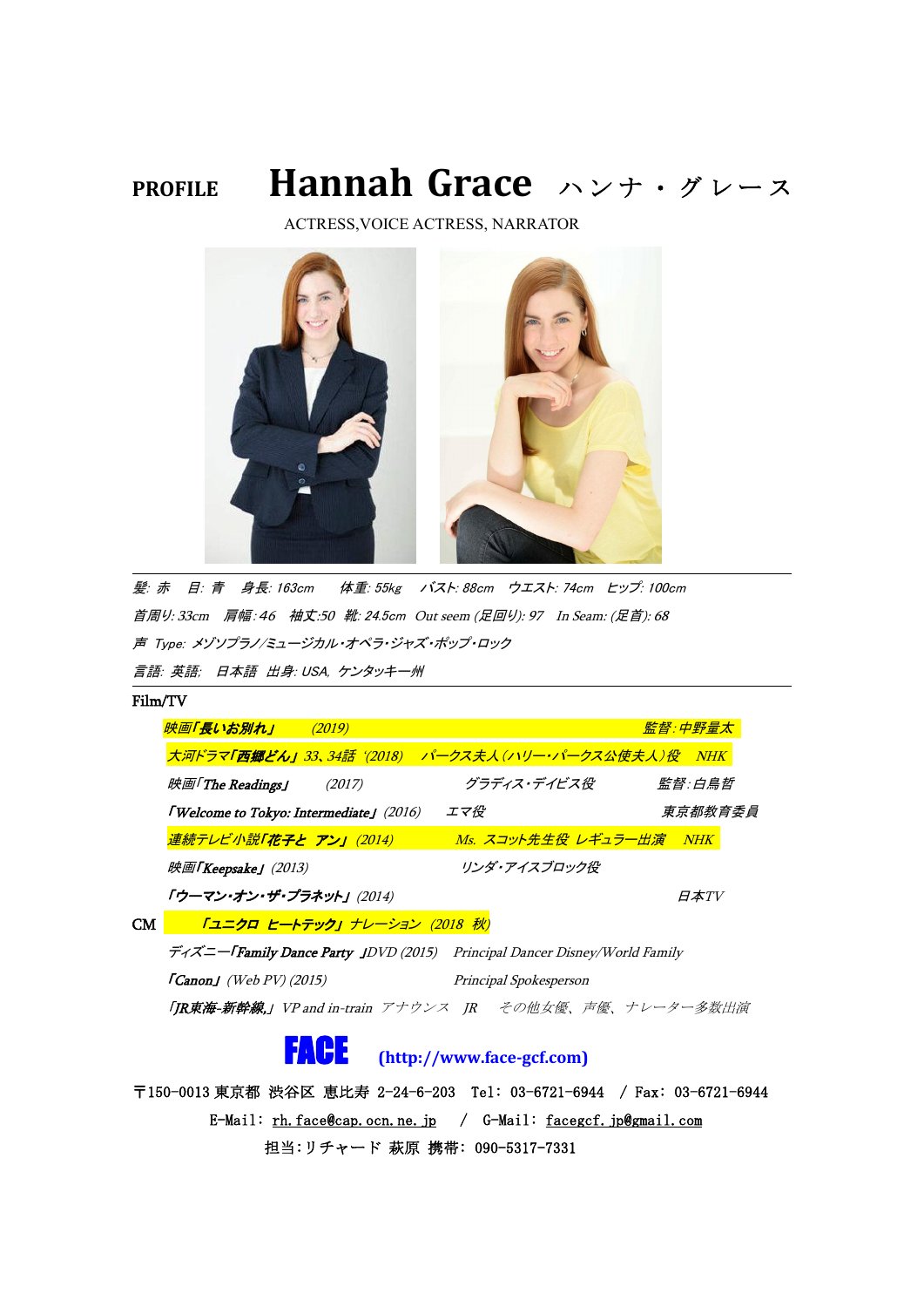**PROFILE** # Hannah Grace ハンナ・グレース

ACTRESS,VOICE ACTRESS, NARRATOR

*髪: 赤　目: 青　身長: 163cm　体重: 55kg　バスト: 88cm　ウエスト: 74cm　ヒップ: 100cm*

*首周り: 33cm　肩幅: 46　袖丈:50　靴: 24.5cm　Out seem (足回り): 97　In Seam: (足首): 68*

*声 Type: メゾソプラノ/ミュージカル・オペラ・ジャズ・ポップ・ロック*

*言語: 英語;　日本語　出身: USA, ケンタッキー州*

## Film/TV

| | | | |
|---|---|---|---|
| *映画**「長いお別れ」** (2019)* | | | *監督: 中野量太* |
| *大河ドラマ**「西郷どん」** 33、34話 (2018)* | *パークス夫人(ハリー・パークス公使夫人)役* | | *NHK* |
| *映画「**The Readings**」 (2017)* | *グラディス・デイビス役* | | *監督: 白鳥哲* |
| *「**Welcome to Tokyo: Intermediate**」 (2016)* | *エマ役* | | *東京都教育委員* |
| *連続テレビ小説**「花子と アン」** (2014)* | *Ms. スコット先生役 レギュラー出演* | | *NHK* |
| *映画「**Keepsake**」 (2013)* | *リンダ・アイスブロック役* | | |
| *「**ウーマン・オン・ザ・プラネット**」 (2014)* | | | *日本TV* |

## CM

*「**ユニクロ ヒートテック**」ナレーション (2018 秋)*

*ディズニー「**Family Dance Party**」DVD (2015)　Principal Dancer Disney/World Family*

*「**Canon**」 (Web PV) (2015)　Principal Spokesperson*

*「**JR東海-新幹線,**」 VP and in-train アナウンス　JR　その他女優、声優、ナレーター多数出演*

**FACE** **(http://www.face-gcf.com)**

〒150-0013 東京都 渋谷区 恵比寿 2-24-6-203　Tel: 03-6721-6944　/ Fax: 03-6721-6944

E-Mail: rh.face@cap.ocn.ne.jp　/　G-Mail: facegcf.jp@gmail.com

担当:リチャード 萩原 携帯: 090-5317-7331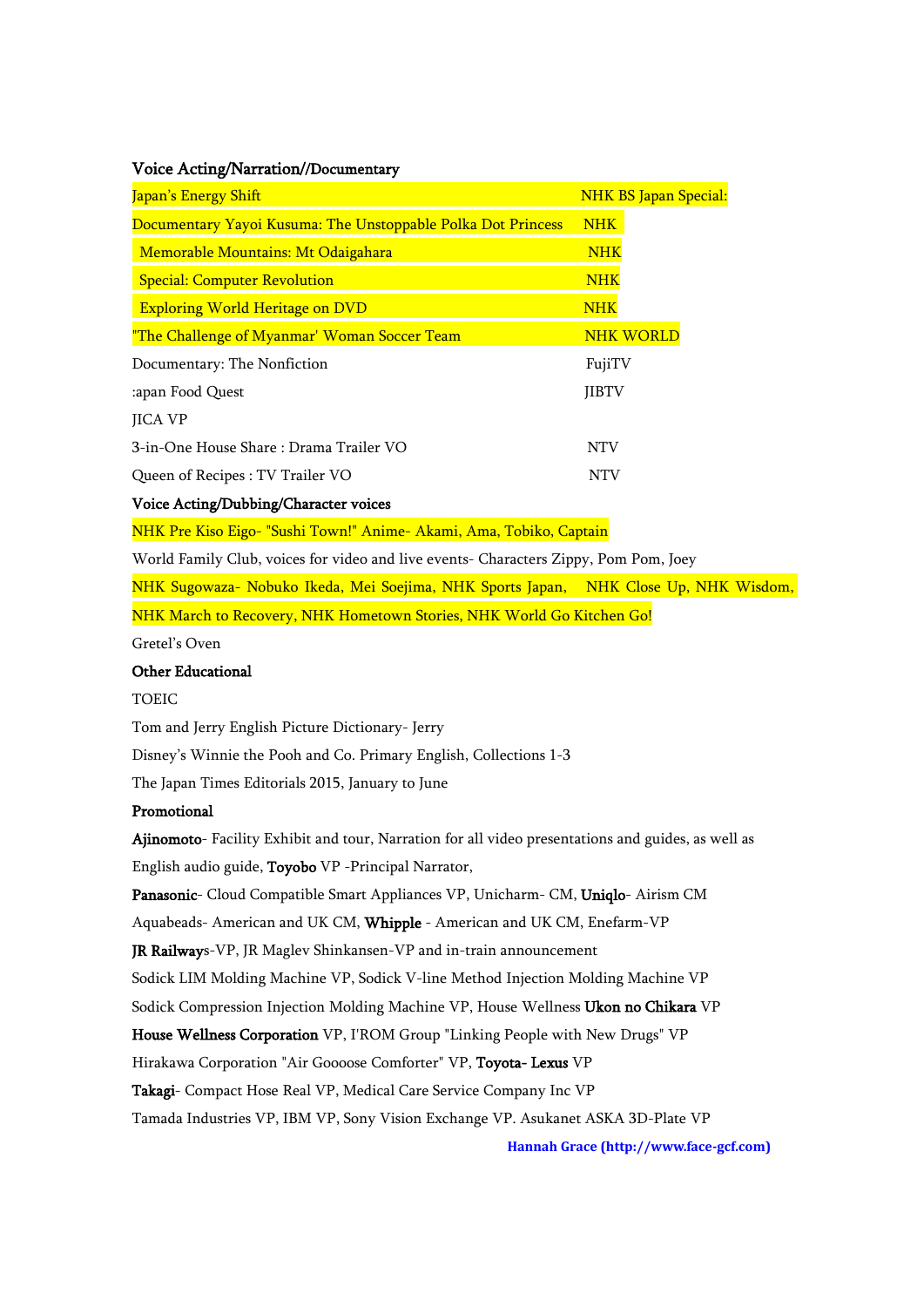**Voice Acting/Narration//Documentary**

| | |
|---|---|
| Japan's Energy Shift | NHK BS Japan Special: |
| Documentary Yayoi Kusuma: The Unstoppable Polka Dot Princess | NHK |
| Memorable Mountains: Mt Odaigahara | NHK |
| Special: Computer Revolution | NHK |
| Exploring World Heritage on DVD | NHK |
| "The Challenge of Myanmar' Woman Soccer Team | NHK WORLD |
| Documentary: The Nonfiction | FujiTV |
| :apan Food Quest | JIBTV |
| JICA VP | |
| 3-in-One House Share : Drama Trailer VO | NTV |
| Queen of Recipes : TV Trailer VO | NTV |

**Voice Acting/Dubbing/Character voices**

NHK Pre Kiso Eigo- "Sushi Town!" Anime- Akami, Ama, Tobiko, Captain

World Family Club, voices for video and live events- Characters Zippy, Pom Pom, Joey

NHK Sugowaza- Nobuko Ikeda, Mei Soejima, NHK Sports Japan, NHK Close Up, NHK Wisdom, NHK March to Recovery, NHK Hometown Stories, NHK World Go Kitchen Go!

Gretel's Oven

**Other Educational**

TOEIC

Tom and Jerry English Picture Dictionary- Jerry

Disney's Winnie the Pooh and Co. Primary English, Collections 1-3

The Japan Times Editorials 2015, January to June

**Promotional**

**Ajinomoto**- Facility Exhibit and tour, Narration for all video presentations and guides, as well as English audio guide, **Toyobo** VP -Principal Narrator,

**Panasonic**- Cloud Compatible Smart Appliances VP, Unicharm- CM, **Uniqlo**- Airism CM

Aquabeads- American and UK CM, **Whipple** - American and UK CM, Enefarm-VP

**JR Railway**s-VP, JR Maglev Shinkansen-VP and in-train announcement

Sodick LIM Molding Machine VP, Sodick V-line Method Injection Molding Machine VP

Sodick Compression Injection Molding Machine VP, House Wellness **Ukon no Chikara** VP

**House Wellness Corporation** VP, I'ROM Group "Linking People with New Drugs" VP

Hirakawa Corporation "Air Goooose Comforter" VP, **Toyota- Lexus** VP

**Takagi**- Compact Hose Real VP, Medical Care Service Company Inc VP

Tamada Industries VP, IBM VP, Sony Vision Exchange VP. Asukanet ASKA 3D-Plate VP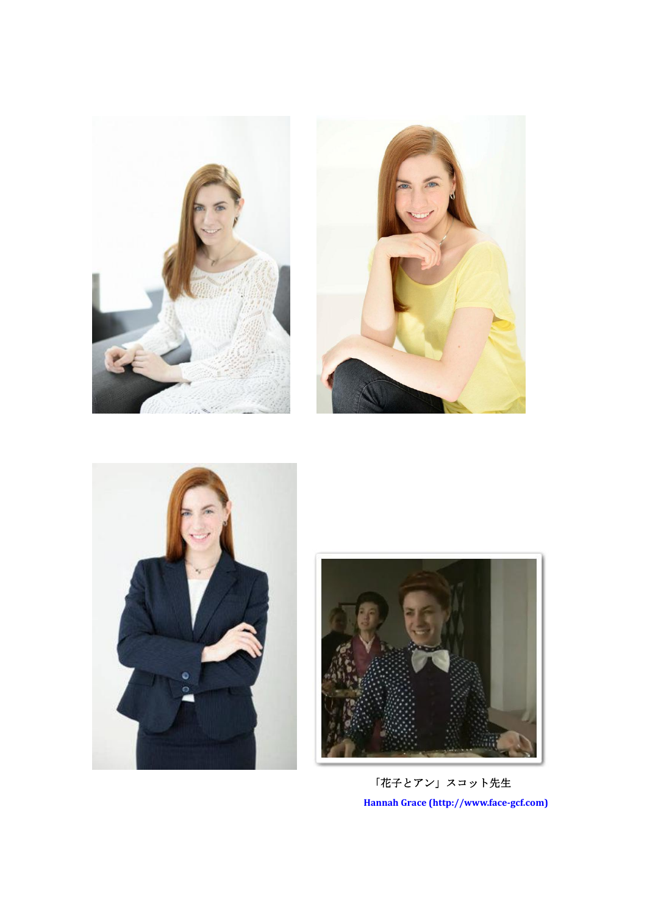「花子とアン」スコット先生

**Hannah Grace (http://www.face-gcf.com)**